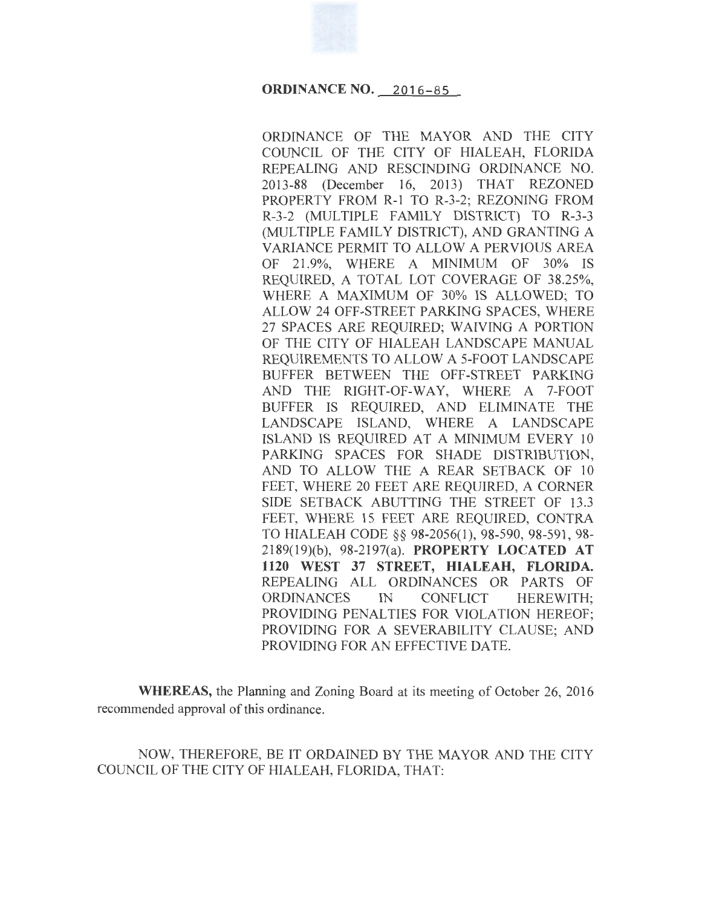**ORDINANCE NO. 2016-85**

ORDINANCE OF THE MAYOR AND THE CITY COUNCIL OF THE CITY OF HIALEAH, FLORIDA REPEALING AND RESCINDING ORDINANCE NO. 2013-88 (December 16, 2013) THAT REZONED PROPERTY FROM R-1 TO R-3-2; REZONING FROM R-3-2 (MULTIPLE FAMILY DISTRICT) TO R-3-3 (MULTIPLE FAMILY DISTRICT), AND GRANTING A VARIANCE PERMIT TO ALLOW A PERVIOUS AREA OF 21.9%, WHERE A MINIMUM OF 30% IS REQUIRED, A TOTAL LOT COVERAGE OF 38.25%, WHERE A MAXIMUM OF 30% IS ALLOWED; TO ALLOW 24 OFF-STREET PARKING SPACES, WHERE 27 SPACES ARE REQUIRED; WAIVING A PORTION OF THE CITY OF HIALEAH LANDSCAPE MANUAL REQUIREMENTS TO ALLOW A 5-FOOT LANDSCAPE BUFFER BETWEEN THE OFF-STREET PARKING AND THE RIGHT-OF-WAY, WHERE A 7-FOOT BUFFER IS REQUIRED, AND ELIMINATE THE LANDSCAPE ISLAND, WHERE A LANDSCAPE ISLAND IS REQUIRED AT A MINIMUM EVERY 10 PARKING SPACES FOR SHADE DISTRIBUTION, AND TO ALLOW THE A REAR SETBACK OF 10 FEET, WHERE 20 FEET ARE REQUIRED, A CORNER SIDE SETBACK ABUTTING THE STREET OF 13.3 FEET, WHERE 15 FEET ARE REQUIRED, CONTRA TO HIALEAH CODE §§ 98-2056(1), 98-590, 98-591, 98-2189(19)(b), 98-2197(a). **PROPERTY LOCATED AT 1120 WEST 37 STREET, HIALEAH, FLORIDA.** REPEALING ALL ORDINANCES OR PARTS OF ORDINANCES IN CONFLICT HEREWITH; PROVIDING PENALTIES FOR VIOLATION HEREOF; PROVIDING FOR A SEVERABILITY CLAUSE; AND PROVIDING FOR AN EFFECTIVE DATE.

**WHEREAS,** the Planning and Zoning Board at its meeting of October 26, 2016 recommended approval of this ordinance.

NOW, THEREFORE, BE IT ORDAINED BY THE MAYOR AND THE CITY COUNCIL OF THE CITY OF HIALEAH, FLORIDA, THAT: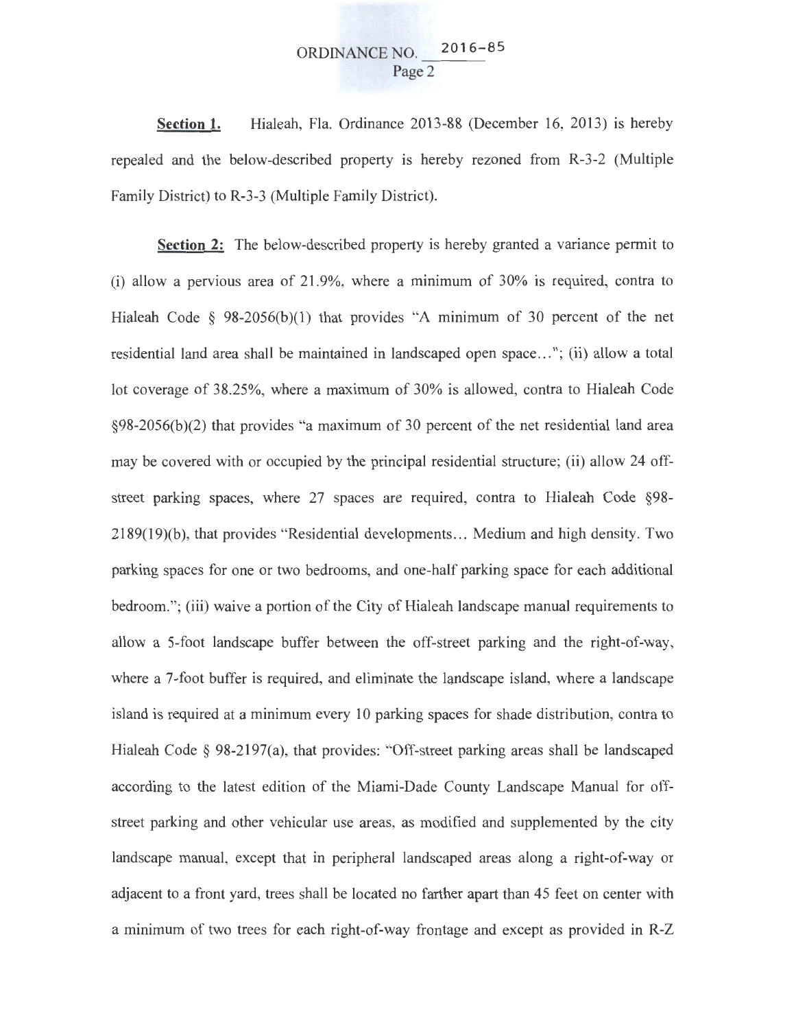**Section 1.** Hialeah, Fla. Ordinance 2013-88 (December 16, 2013) is hereby repealed and the below-described property is hereby rezoned from R-3-2 (Multiple Family District) to R-3-3 (Multiple Family District).

**Section 2:** The below-described property is hereby granted a variance permit to (i) allow a pervious area of 21.9%, where a minimum of 30% is required, contra to Hialeah Code § 98-2056(b)(1) that provides "A minimum of 30 percent of the net residential land area shall be maintained in landscaped open space..."; (ii) allow a total lot coverage of 38.25%, where a maximum of 30% is allowed, contra to Hialeah Code §98-2056(b)(2) that provides "a maximum of 30 percent of the net residential land area may be covered with or occupied by the principal residential structure; (ii) allow 24 off-street parking spaces, where 27 spaces are required, contra to Hialeah Code §98-2189(19)(b), that provides "Residential developments... Medium and high density. Two parking spaces for one or two bedrooms, and one-half parking space for each additional bedroom."; (iii) waive a portion of the City of Hialeah landscape manual requirements to allow a 5-foot landscape buffer between the off-street parking and the right-of-way, where a 7-foot buffer is required, and eliminate the landscape island, where a landscape island is required at a minimum every 10 parking spaces for shade distribution, contra to Hialeah Code § 98-2197(a), that provides: "Off-street parking areas shall be landscaped according to the latest edition of the Miami-Dade County Landscape Manual for off-street parking and other vehicular use areas, as modified and supplemented by the city landscape manual, except that in peripheral landscaped areas along a right-of-way or adjacent to a front yard, trees shall be located no farther apart than 45 feet on center with a minimum of two trees for each right-of-way frontage and except as provided in R-Z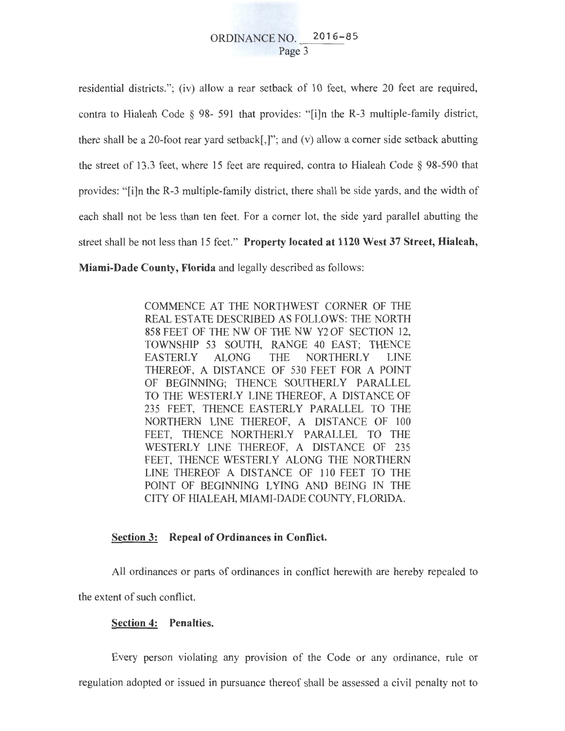residential districts."; (iv) allow a rear setback of 10 feet, where 20 feet are required, contra to Hialeah Code § 98- 591 that provides: "[i]n the R-3 multiple-family district, there shall be a 20-foot rear yard setback[,]"; and (v) allow a corner side setback abutting the street of 13.3 feet, where 15 feet are required, contra to Hialeah Code § 98-590 that provides: "[i]n the R-3 multiple-family district, there shall be side yards, and the width of each shall not be less than ten feet. For a corner lot, the side yard parallel abutting the street shall be not less than 15 feet." **Property located at 1120 West 37 Street, Hialeah, Miami-Dade County, Florida** and legally described as follows:

> COMMENCE AT THE NORTHWEST CORNER OF THE REAL ESTATE DESCRIBED AS FOLLOWS: THE NORTH 858 FEET OF THE NW OF THE NW Y2 OF SECTION 12, TOWNSHIP 53 SOUTH, RANGE 40 EAST; THENCE EASTERLY ALONG THE NORTHERLY LINE THEREOF, A DISTANCE OF 530 FEET FOR A POINT OF BEGINNING; THENCE SOUTHERLY PARALLEL TO THE WESTERLY LINE THEREOF, A DISTANCE OF 235 FEET, THENCE EASTERLY PARALLEL TO THE NORTHERN LINE THEREOF, A DISTANCE OF 100 FEET, THENCE NORTHERLY PARALLEL TO THE WESTERLY LINE THEREOF, A DISTANCE OF 235 FEET, THENCE WESTERLY ALONG THE NORTHERN LINE THEREOF A DISTANCE OF 110 FEET TO THE POINT OF BEGINNING LYING AND BEING IN THE CITY OF HIALEAH, MIAMI-DADE COUNTY, FLORIDA.

**Section 3: Repeal of Ordinances in Conflict.**

All ordinances or parts of ordinances in conflict herewith are hereby repealed to the extent of such conflict.

**Section 4: Penalties.**

Every person violating any provision of the Code or any ordinance, rule or regulation adopted or issued in pursuance thereof shall be assessed a civil penalty not to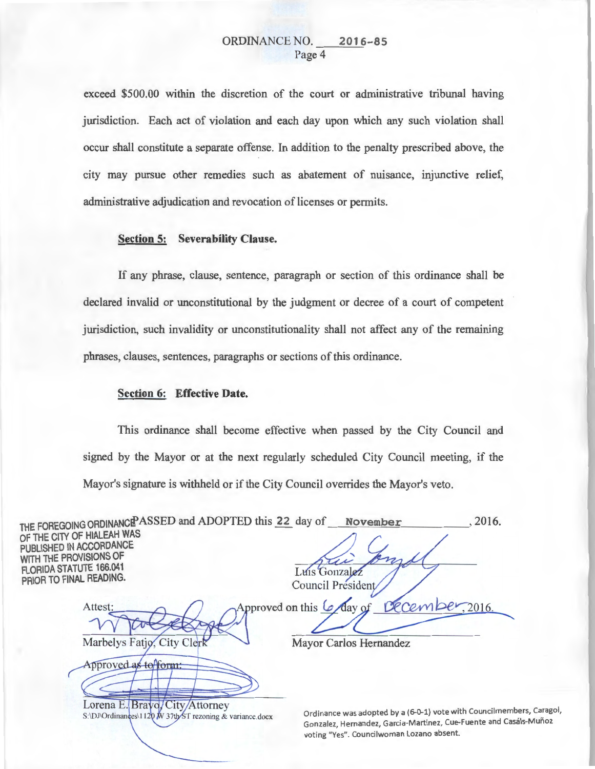exceed $500.00 within the discretion of the court or administrative tribunal having jurisdiction. Each act of violation and each day upon which any such violation shall occur shall constitute a separate offense. In addition to the penalty prescribed above, the city may pursue other remedies such as abatement of nuisance, injunctive relief, administrative adjudication and revocation of licenses or permits.

**Section 5: Severability Clause.**

If any phrase, clause, sentence, paragraph or section of this ordinance shall be declared invalid or unconstitutional by the judgment or decree of a court of competent jurisdiction, such invalidity or unconstitutionality shall not affect any of the remaining phrases, clauses, sentences, paragraphs or sections of this ordinance.

**Section 6: Effective Date.**

This ordinance shall become effective when passed by the City Council and signed by the Mayor or at the next regularly scheduled City Council meeting, if the Mayor's signature is withheld or if the City Council overrides the Mayor's veto.

PASSED and ADOPTED this 22 day of November, 2016.

THE FOREGOING ORDINANCE OF THE CITY OF HIALEAH WAS PUBLISHED IN ACCORDANCE WITH THE PROVISIONS OF FLORIDA STATUTE 166.041 PRIOR TO FINAL READING.

Luis Gonzalez
Council President

Attest:

Marbelys Fatjo, City Clerk

Approved on this 6 day of December, 2016.

Mayor Carlos Hernandez

Approved as to form:

Lorena E. Bravo, City Attorney

S:\DJ\Ordinances\1120 W 37th ST rezoning & variance.docx

Ordinance was adopted by a (6-0-1) vote with Councilmembers, Caragol, Gonzalez, Hernandez, Garcia-Martinez, Cue-Fuente and Casáls-Muñoz voting "Yes". Councilwoman Lozano absent.